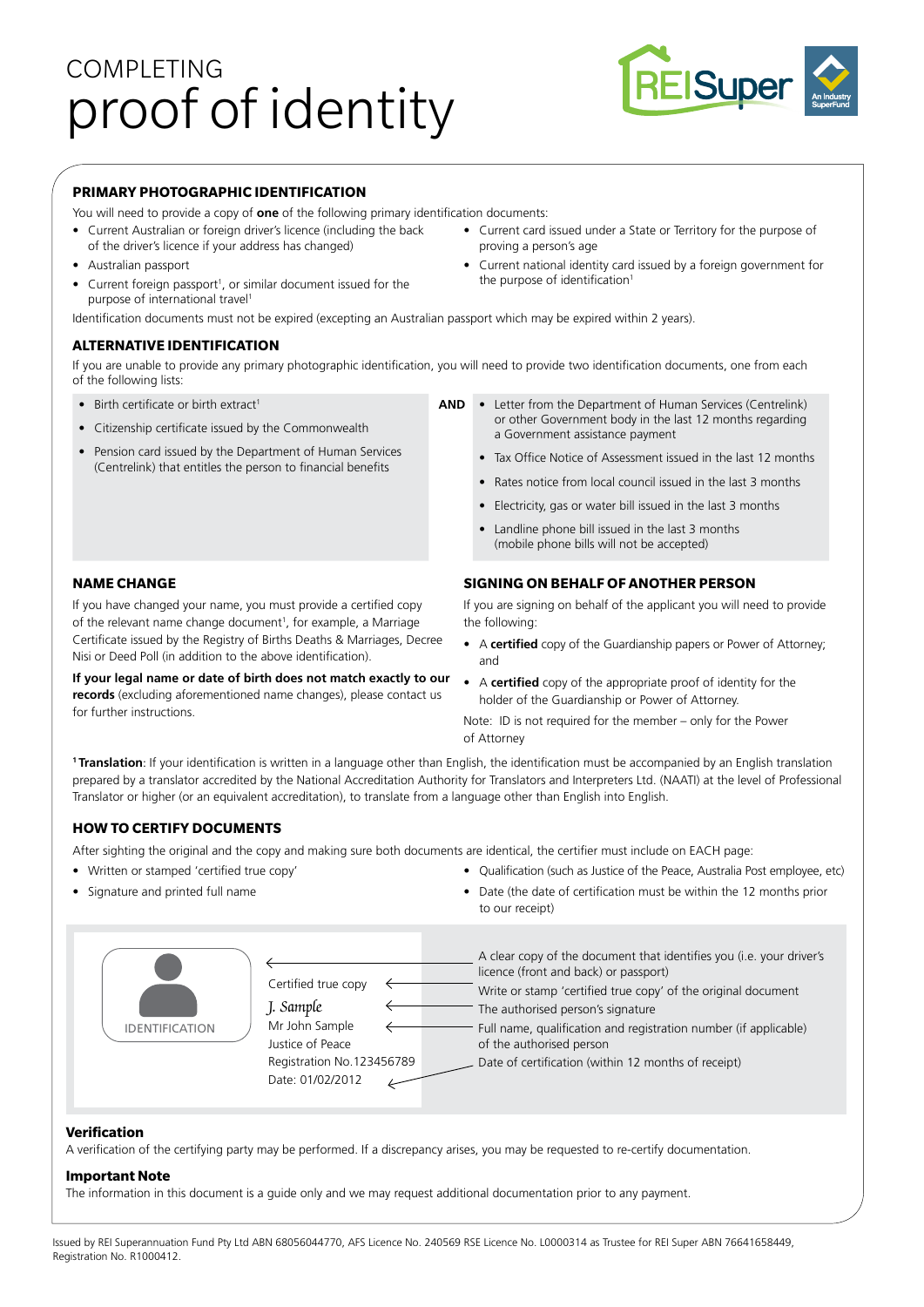# COMPLETING proof of identity

## PRIMARY PHOTOGRAPHIC IDENTIFICATION

You will need to provide a copy of **one** of the following primary identification documents:

- Current Australian or foreign driver's licence (including the back of the driver's licence if your address has changed)
- Australian passport
- Current foreign passport[1], or similar document issued for the purpose of international travel[1]
- Current card issued under a State or Territory for the purpose of proving a person's age
- Current national identity card issued by a foreign government for the purpose of identification[1]

Identification documents must not be expired (excepting an Australian passport which may be expired within 2 years).

## ALTERNATIVE IDENTIFICATION

If you are unable to provide any primary photographic identification, you will need to provide two identification documents, one from each of the following lists:

- Birth certificate or birth extract[1]
- Citizenship certificate issued by the Commonwealth
- Pension card issued by the Department of Human Services (Centrelink) that entitles the person to financial benefits

**AND**

- Letter from the Department of Human Services (Centrelink) or other Government body in the last 12 months regarding a Government assistance payment
- Tax Office Notice of Assessment issued in the last 12 months
- Rates notice from local council issued in the last 3 months
- Electricity, gas or water bill issued in the last 3 months
- Landline phone bill issued in the last 3 months (mobile phone bills will not be accepted)

## NAME CHANGE

If you have changed your name, you must provide a certified copy of the relevant name change document[1], for example, a Marriage Certificate issued by the Registry of Births Deaths & Marriages, Decree Nisi or Deed Poll (in addition to the above identification).

**If your legal name or date of birth does not match exactly to our records** (excluding aforementioned name changes), please contact us for further instructions.

## SIGNING ON BEHALF OF ANOTHER PERSON

If you are signing on behalf of the applicant you will need to provide the following:

- A **certified** copy of the Guardianship papers or Power of Attorney; and
- A **certified** copy of the appropriate proof of identity for the holder of the Guardianship or Power of Attorney.

Note: ID is not required for the member – only for the Power of Attorney

[1] **Translation**: If your identification is written in a language other than English, the identification must be accompanied by an English translation prepared by a translator accredited by the National Accreditation Authority for Translators and Interpreters Ltd. (NAATI) at the level of Professional Translator or higher (or an equivalent accreditation), to translate from a language other than English into English.

## HOW TO CERTIFY DOCUMENTS

After sighting the original and the copy and making sure both documents are identical, the certifier must include on EACH page:

- Written or stamped 'certified true copy'
- Signature and printed full name
- Qualification (such as Justice of the Peace, Australia Post employee, etc)
- Date (the date of certification must be within the 12 months prior to our receipt)

IDENTIFICATION

Certified true copy
*J. Sample*
Mr John Sample
Justice of Peace
Registration No.123456789
Date: 01/02/2012

- A clear copy of the document that identifies you (i.e. your driver's licence (front and back) or passport)
- Write or stamp 'certified true copy' of the original document
- The authorised person's signature
- Full name, qualification and registration number (if applicable) of the authorised person
- Date of certification (within 12 months of receipt)

### Verification

A verification of the certifying party may be performed. If a discrepancy arises, you may be requested to re-certify documentation.

### Important Note

The information in this document is a guide only and we may request additional documentation prior to any payment.

Issued by REI Superannuation Fund Pty Ltd ABN 68056044770, AFS Licence No. 240569 RSE Licence No. L0000314 as Trustee for REI Super ABN 76641658449, Registration No. R1000412.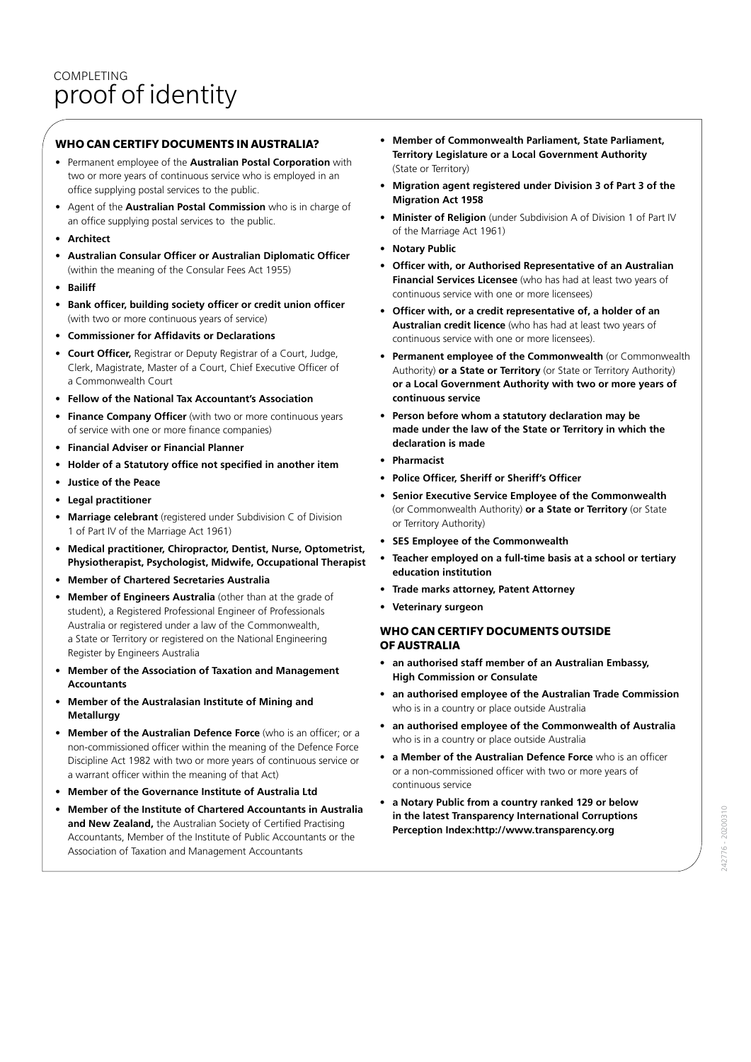COMPLETING
# proof of identity

## WHO CAN CERTIFY DOCUMENTS IN AUSTRALIA?

- Permanent employee of the **Australian Postal Corporation** with two or more years of continuous service who is employed in an office supplying postal services to the public.
- Agent of the **Australian Postal Commission** who is in charge of an office supplying postal services to the public.
- **Architect**
- **Australian Consular Officer or Australian Diplomatic Officer** (within the meaning of the Consular Fees Act 1955)
- **Bailiff**
- **Bank officer, building society officer or credit union officer** (with two or more continuous years of service)
- **Commissioner for Affidavits or Declarations**
- **Court Officer,** Registrar or Deputy Registrar of a Court, Judge, Clerk, Magistrate, Master of a Court, Chief Executive Officer of a Commonwealth Court
- **Fellow of the National Tax Accountant's Association**
- **Finance Company Officer** (with two or more continuous years of service with one or more finance companies)
- **Financial Adviser or Financial Planner**
- **Holder of a Statutory office not specified in another item**
- **Justice of the Peace**
- **Legal practitioner**
- **Marriage celebrant** (registered under Subdivision C of Division 1 of Part IV of the Marriage Act 1961)
- **Medical practitioner, Chiropractor, Dentist, Nurse, Optometrist, Physiotherapist, Psychologist, Midwife, Occupational Therapist**
- **Member of Chartered Secretaries Australia**
- **Member of Engineers Australia** (other than at the grade of student), a Registered Professional Engineer of Professionals Australia or registered under a law of the Commonwealth, a State or Territory or registered on the National Engineering Register by Engineers Australia
- **Member of the Association of Taxation and Management Accountants**
- **Member of the Australasian Institute of Mining and Metallurgy**
- **Member of the Australian Defence Force** (who is an officer; or a non-commissioned officer within the meaning of the Defence Force Discipline Act 1982 with two or more years of continuous service or a warrant officer within the meaning of that Act)
- **Member of the Governance Institute of Australia Ltd**
- **Member of the Institute of Chartered Accountants in Australia and New Zealand,** the Australian Society of Certified Practising Accountants, Member of the Institute of Public Accountants or the Association of Taxation and Management Accountants
- **Member of Commonwealth Parliament, State Parliament, Territory Legislature or a Local Government Authority** (State or Territory)
- **Migration agent registered under Division 3 of Part 3 of the Migration Act 1958**
- **Minister of Religion** (under Subdivision A of Division 1 of Part IV of the Marriage Act 1961)
- **Notary Public**
- **Officer with, or Authorised Representative of an Australian Financial Services Licensee** (who has had at least two years of continuous service with one or more licensees)
- **Officer with, or a credit representative of, a holder of an Australian credit licence** (who has had at least two years of continuous service with one or more licensees).
- **Permanent employee of the Commonwealth** (or Commonwealth Authority) **or a State or Territory** (or State or Territory Authority) **or a Local Government Authority with two or more years of continuous service**
- **Person before whom a statutory declaration may be made under the law of the State or Territory in which the declaration is made**
- **Pharmacist**
- **Police Officer, Sheriff or Sheriff's Officer**
- **Senior Executive Service Employee of the Commonwealth** (or Commonwealth Authority) **or a State or Territory** (or State or Territory Authority)
- **SES Employee of the Commonwealth**
- **Teacher employed on a full-time basis at a school or tertiary education institution**
- **Trade marks attorney, Patent Attorney**
- **Veterinary surgeon**

## WHO CAN CERTIFY DOCUMENTS OUTSIDE OF AUSTRALIA

- **an authorised staff member of an Australian Embassy, High Commission or Consulate**
- **an authorised employee of the Australian Trade Commission** who is in a country or place outside Australia
- **an authorised employee of the Commonwealth of Australia** who is in a country or place outside Australia
- **a Member of the Australian Defence Force** who is an officer or a non-commissioned officer with two or more years of continuous service
- **a Notary Public from a country ranked 129 or below in the latest Transparency International Corruptions Perception Index:http://www.transparency.org**